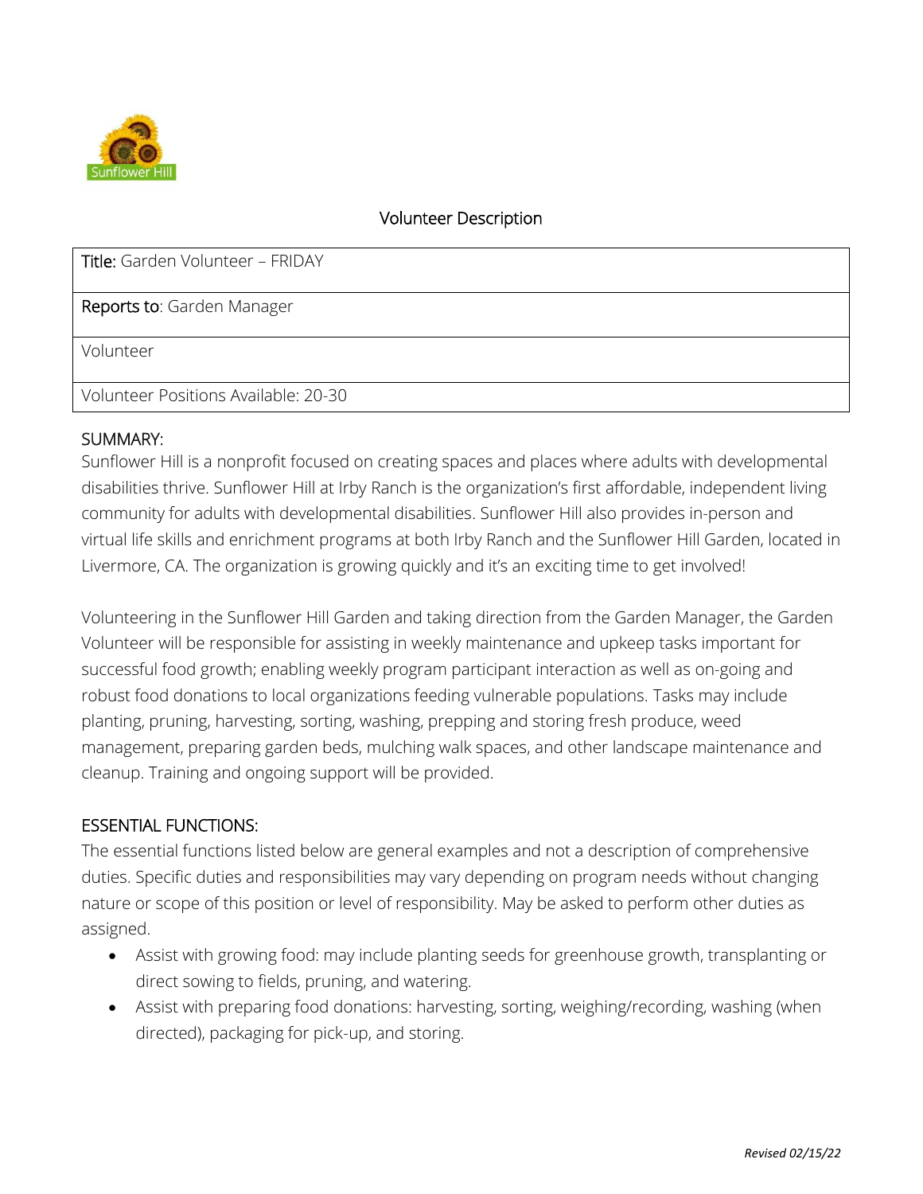Sunflower Hill

# Volunteer Description

| Title: Garden Volunteer – FRIDAY |
| --- |
| Reports to: Garden Manager |
| Volunteer |
| Volunteer Positions Available: 20-30 |

## SUMMARY:

Sunflower Hill is a nonprofit focused on creating spaces and places where adults with developmental disabilities thrive. Sunflower Hill at Irby Ranch is the organization's first affordable, independent living community for adults with developmental disabilities. Sunflower Hill also provides in-person and virtual life skills and enrichment programs at both Irby Ranch and the Sunflower Hill Garden, located in Livermore, CA. The organization is growing quickly and it's an exciting time to get involved!

Volunteering in the Sunflower Hill Garden and taking direction from the Garden Manager, the Garden Volunteer will be responsible for assisting in weekly maintenance and upkeep tasks important for successful food growth; enabling weekly program participant interaction as well as on-going and robust food donations to local organizations feeding vulnerable populations. Tasks may include planting, pruning, harvesting, sorting, washing, prepping and storing fresh produce, weed management, preparing garden beds, mulching walk spaces, and other landscape maintenance and cleanup. Training and ongoing support will be provided.

## ESSENTIAL FUNCTIONS:

The essential functions listed below are general examples and not a description of comprehensive duties. Specific duties and responsibilities may vary depending on program needs without changing nature or scope of this position or level of responsibility. May be asked to perform other duties as assigned.

- Assist with growing food: may include planting seeds for greenhouse growth, transplanting or direct sowing to fields, pruning, and watering.
- Assist with preparing food donations: harvesting, sorting, weighing/recording, washing (when directed), packaging for pick-up, and storing.

*Revised 02/15/22*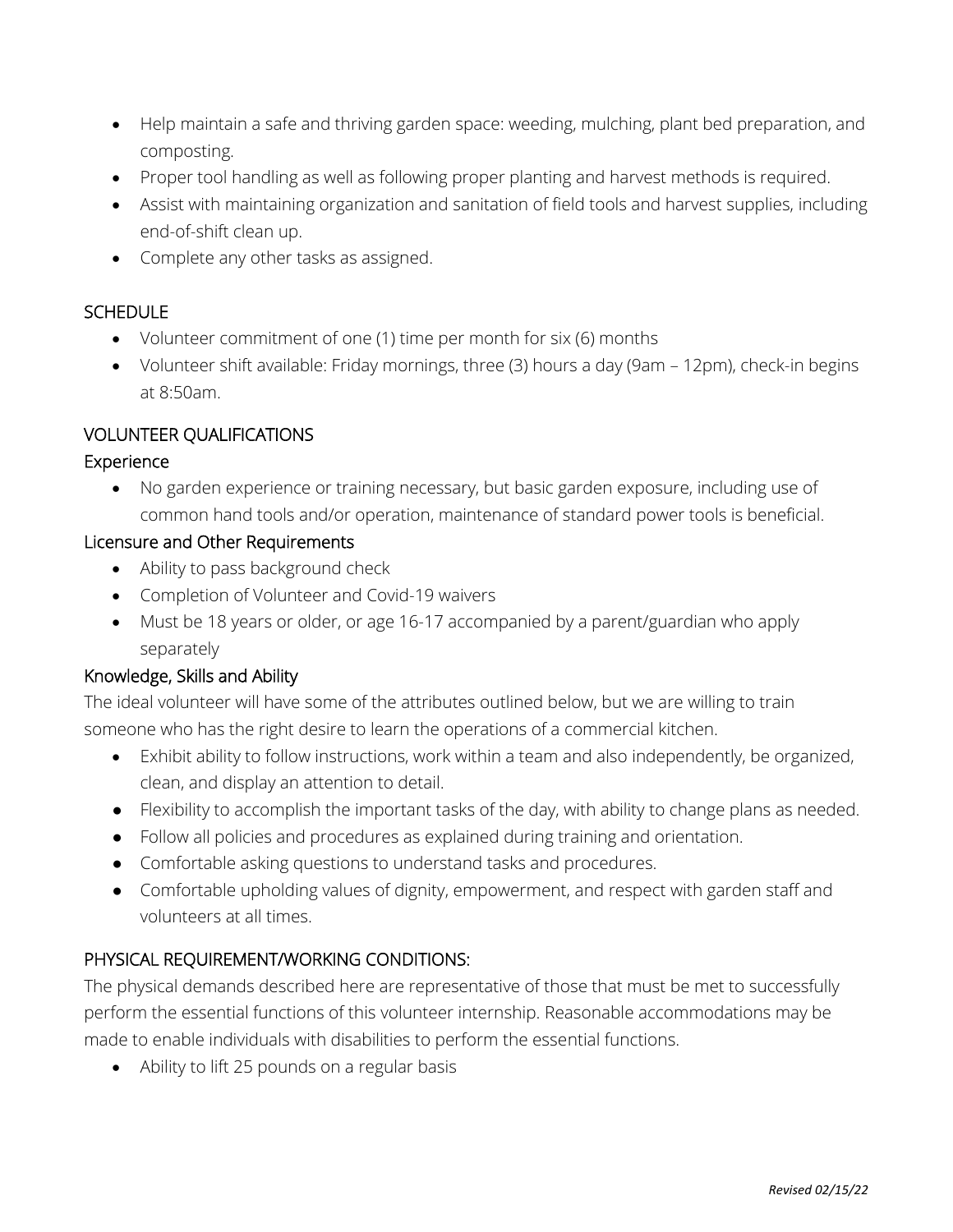- Help maintain a safe and thriving garden space: weeding, mulching, plant bed preparation, and composting.
- Proper tool handling as well as following proper planting and harvest methods is required.
- Assist with maintaining organization and sanitation of field tools and harvest supplies, including end-of-shift clean up.
- Complete any other tasks as assigned.

## SCHEDULE

- Volunteer commitment of one (1) time per month for six (6) months
- Volunteer shift available: Friday mornings, three (3) hours a day (9am – 12pm), check-in begins at 8:50am.

## VOLUNTEER QUALIFICATIONS

### Experience

- No garden experience or training necessary, but basic garden exposure, including use of common hand tools and/or operation, maintenance of standard power tools is beneficial.

### Licensure and Other Requirements

- Ability to pass background check
- Completion of Volunteer and Covid-19 waivers
- Must be 18 years or older, or age 16-17 accompanied by a parent/guardian who apply separately

### Knowledge, Skills and Ability

The ideal volunteer will have some of the attributes outlined below, but we are willing to train someone who has the right desire to learn the operations of a commercial kitchen.

- Exhibit ability to follow instructions, work within a team and also independently, be organized, clean, and display an attention to detail.
- Flexibility to accomplish the important tasks of the day, with ability to change plans as needed.
- Follow all policies and procedures as explained during training and orientation.
- Comfortable asking questions to understand tasks and procedures.
- Comfortable upholding values of dignity, empowerment, and respect with garden staff and volunteers at all times.

## PHYSICAL REQUIREMENT/WORKING CONDITIONS:

The physical demands described here are representative of those that must be met to successfully perform the essential functions of this volunteer internship. Reasonable accommodations may be made to enable individuals with disabilities to perform the essential functions.

- Ability to lift 25 pounds on a regular basis

*Revised 02/15/22*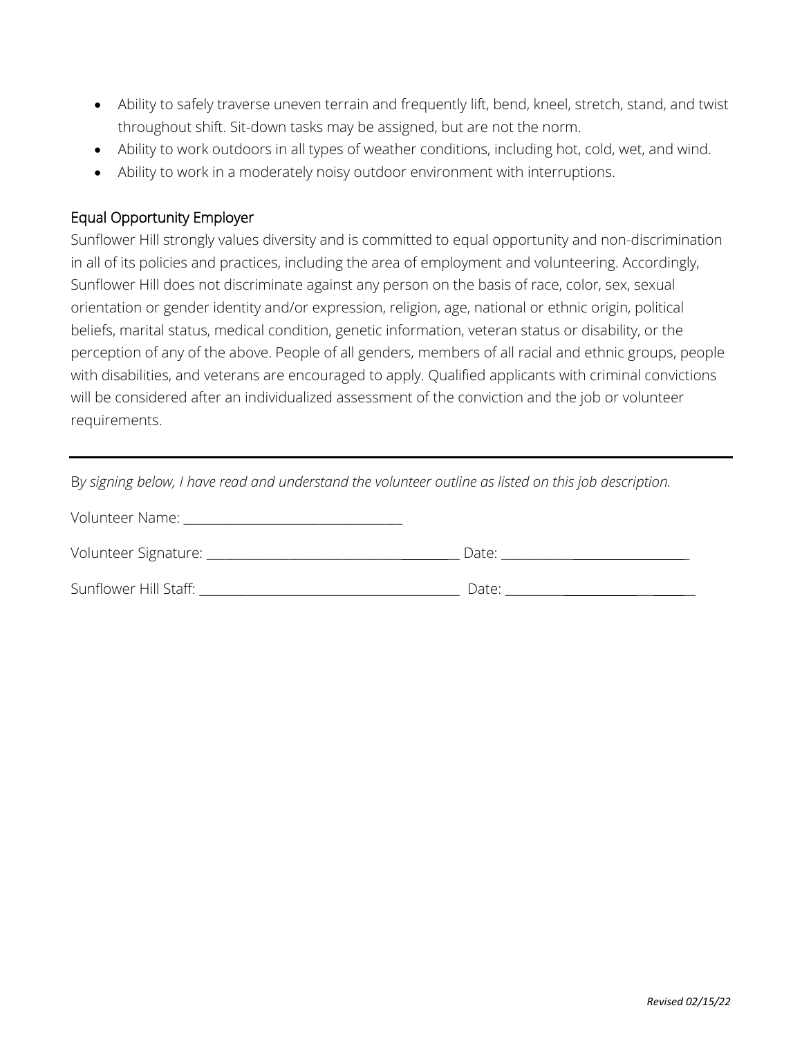- Ability to safely traverse uneven terrain and frequently lift, bend, kneel, stretch, stand, and twist throughout shift. Sit-down tasks may be assigned, but are not the norm.
- Ability to work outdoors in all types of weather conditions, including hot, cold, wet, and wind.
- Ability to work in a moderately noisy outdoor environment with interruptions.

## Equal Opportunity Employer

Sunflower Hill strongly values diversity and is committed to equal opportunity and non-discrimination in all of its policies and practices, including the area of employment and volunteering. Accordingly, Sunflower Hill does not discriminate against any person on the basis of race, color, sex, sexual orientation or gender identity and/or expression, religion, age, national or ethnic origin, political beliefs, marital status, medical condition, genetic information, veteran status or disability, or the perception of any of the above. People of all genders, members of all racial and ethnic groups, people with disabilities, and veterans are encouraged to apply. Qualified applicants with criminal convictions will be considered after an individualized assessment of the conviction and the job or volunteer requirements.

---

*By signing below, I have read and understand the volunteer outline as listed on this job description.*

Volunteer Name: ________________________________

Volunteer Signature: ____________________________________ Date: _____________________________

Sunflower Hill Staff: ______________________________________ Date: ____________________________

*Revised 02/15/22*